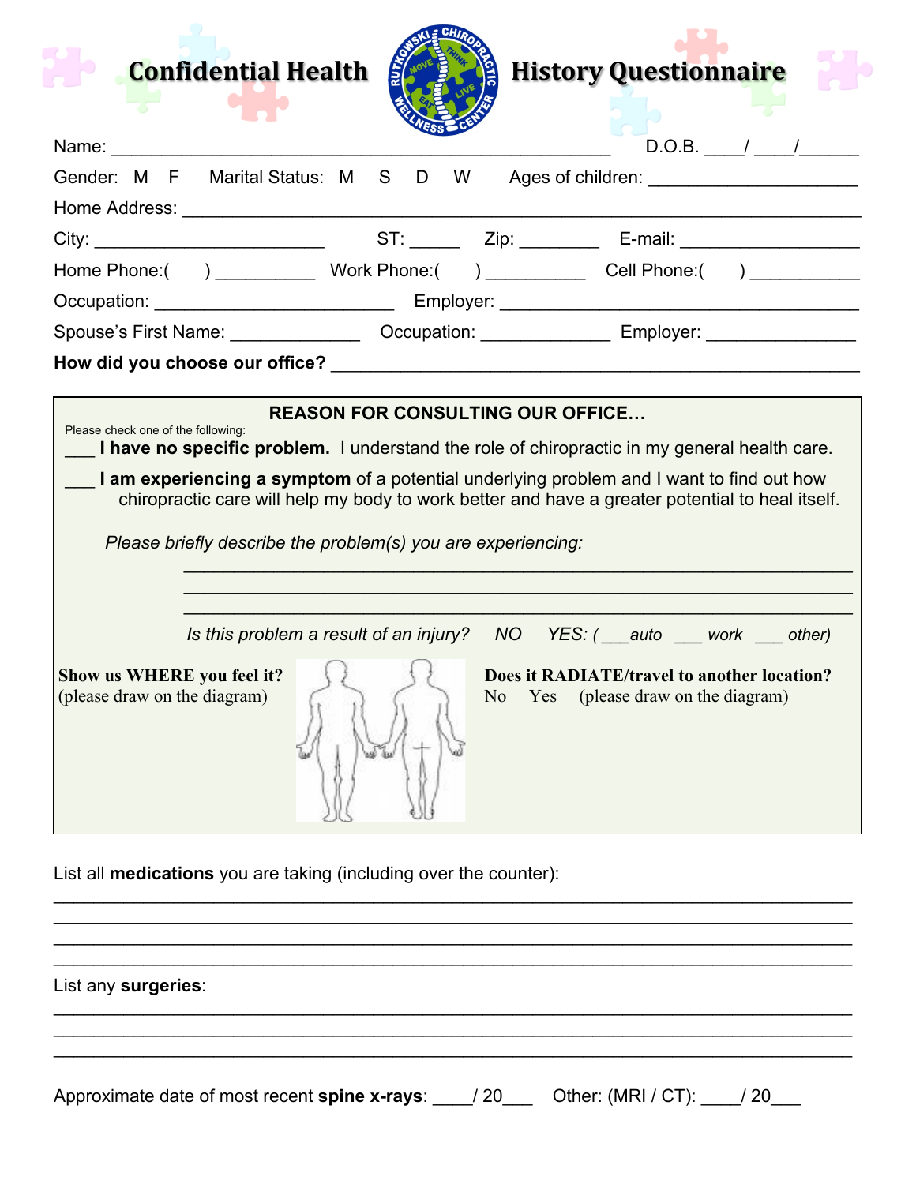# Confidential Health History Questionnaire

Name: ________________________________________________ D.O.B. ____/ ____/______

Gender: M F Marital Status: M S D W Ages of children: ____________________

Home Address: ______________________________________________________________

City: ______________________ ST: _____ Zip: ________ E-mail: __________________

Home Phone:( ) __________ Work Phone:( ) __________ Cell Phone:( ) ___________

Occupation: _______________________ Employer: ___________________________________

Spouse's First Name: _____________ Occupation: _____________ Employer: _______________

**How did you choose our office?** ___________________________________________________

**REASON FOR CONSULTING OUR OFFICE…**

Please check one of the following:

___ **I have no specific problem.** I understand the role of chiropractic in my general health care.

___ **I am experiencing a symptom** of a potential underlying problem and I want to find out how chiropractic care will help my body to work better and have a greater potential to heal itself.

*Please briefly describe the problem(s) you are experiencing:*

_________________________________________________________________

_________________________________________________________________

_________________________________________________________________

*Is this problem a result of an injury? NO YES: ( ___auto ___ work ___ other)*

**Show us WHERE you feel it?**
(please draw on the diagram)

**Does it RADIATE/travel to another location?**
No Yes (please draw on the diagram)

List all **medications** you are taking (including over the counter):

_____________________________________________________________________________

_____________________________________________________________________________

_____________________________________________________________________________

_____________________________________________________________________________

List any **surgeries**:

_____________________________________________________________________________

_____________________________________________________________________________

_____________________________________________________________________________

Approximate date of most recent **spine x-rays**: ____/ 20___ Other: (MRI / CT): ____/ 20___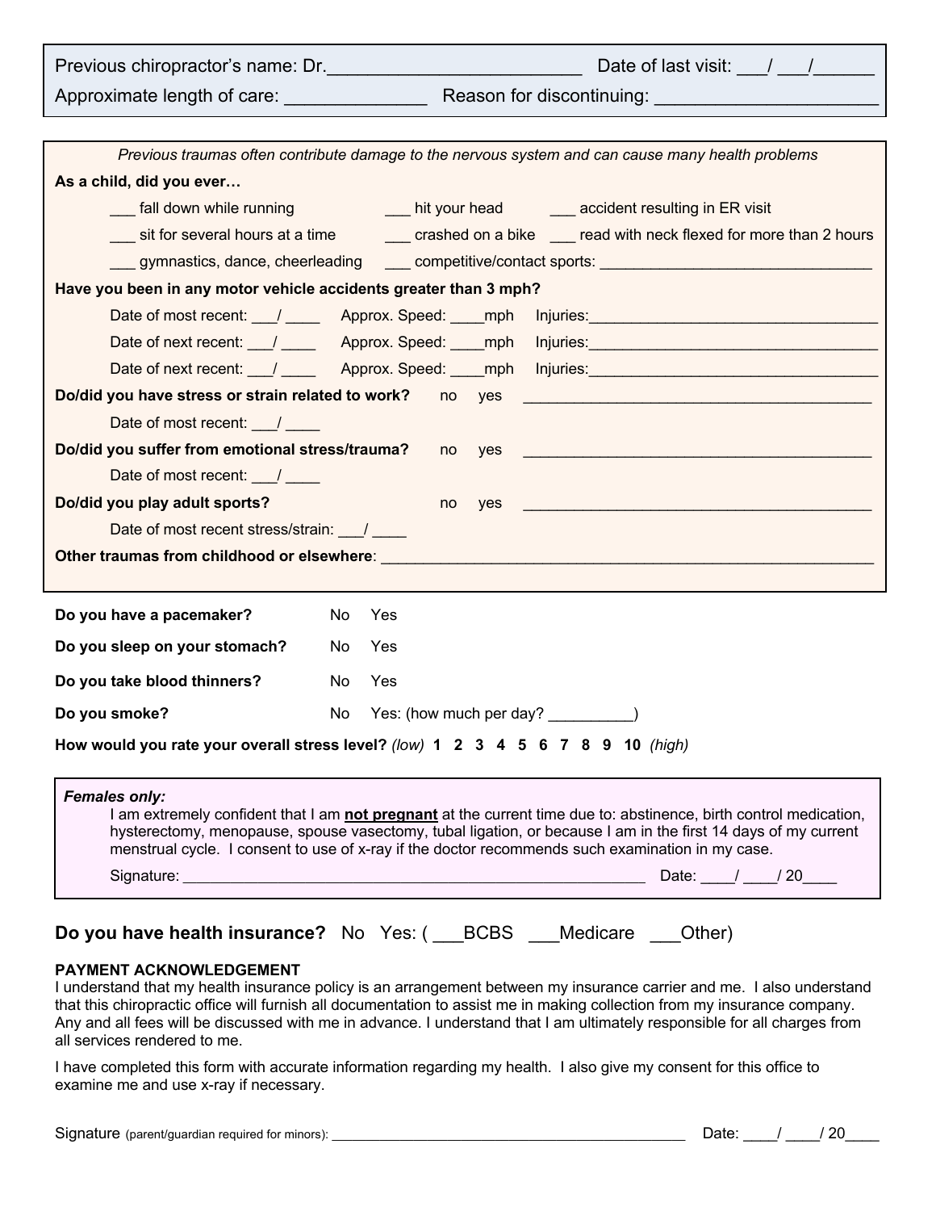Previous chiropractor's name: Dr.________________________ Date of last visit: ___/ ___/______

Approximate length of care: _____________ Reason for discontinuing: ____________________

*Previous traumas often contribute damage to the nervous system and can cause many health problems*

**As a child, did you ever…**

___ fall down while running ___ hit your head ___ accident resulting in ER visit

___ sit for several hours at a time ___ crashed on a bike ___ read with neck flexed for more than 2 hours

___ gymnastics, dance, cheerleading ___ competitive/contact sports: ______________________________

**Have you been in any motor vehicle accidents greater than 3 mph?**

Date of most recent: ___/ ____ Approx. Speed: ____mph Injuries:_________________________________

Date of next recent: ___/ ____ Approx. Speed: ____mph Injuries:_________________________________

Date of next recent: ___/ ____ Approx. Speed: ____mph Injuries:_________________________________

**Do/did you have stress or strain related to work?** no yes ________________________________________

Date of most recent: ___/ ____

**Do/did you suffer from emotional stress/trauma?** no yes ________________________________________

Date of most recent: ___/ ____

**Do/did you play adult sports?** no yes ________________________________________

Date of most recent stress/strain: ___/ ____

**Other traumas from childhood or elsewhere**: _______________________________________________________

**Do you have a pacemaker?** No Yes

**Do you sleep on your stomach?** No Yes

**Do you take blood thinners?** No Yes

**Do you smoke?** No Yes: (how much per day? __________)

**How would you rate your overall stress level?** *(low)* **1 2 3 4 5 6 7 8 9 10** *(high)*

***Females only:***

I am extremely confident that I am **not pregnant** at the current time due to: abstinence, birth control medication, hysterectomy, menopause, spouse vasectomy, tubal ligation, or because I am in the first 14 days of my current menstrual cycle. I consent to use of x-ray if the doctor recommends such examination in my case.

Signature: ______________________________________________________ Date: ____/ ____/ 20____

## Do you have health insurance? No Yes: ( ___BCBS ___Medicare ___Other)

**PAYMENT ACKNOWLEDGEMENT**

I understand that my health insurance policy is an arrangement between my insurance carrier and me. I also understand that this chiropractic office will furnish all documentation to assist me in making collection from my insurance company. Any and all fees will be discussed with me in advance. I understand that I am ultimately responsible for all charges from all services rendered to me.

I have completed this form with accurate information regarding my health. I also give my consent for this office to examine me and use x-ray if necessary.

Signature (parent/guardian required for minors): ____________________________________________ Date: ____/ ____/ 20____